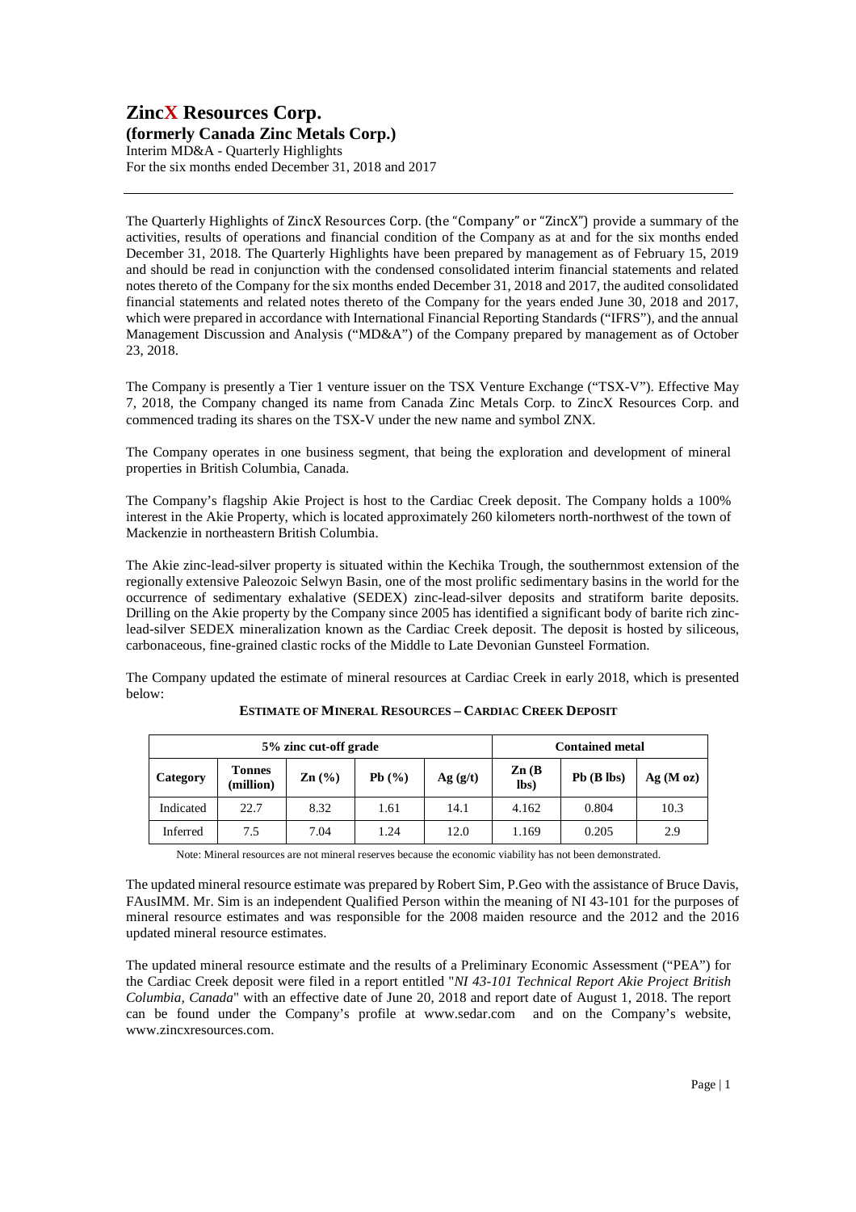# ZincX Resources Corp.

**(formerly Canada Zinc Metals Corp.)**

Interim MD&A - Quarterly Highlights
For the six months ended December 31, 2018 and 2017

---

The Quarterly Highlights of ZincX Resources Corp. (the "Company" or "ZincX") provide a summary of the activities, results of operations and financial condition of the Company as at and for the six months ended December 31, 2018. The Quarterly Highlights have been prepared by management as of February 15, 2019 and should be read in conjunction with the condensed consolidated interim financial statements and related notes thereto of the Company for the six months ended December 31, 2018 and 2017, the audited consolidated financial statements and related notes thereto of the Company for the years ended June 30, 2018 and 2017, which were prepared in accordance with International Financial Reporting Standards ("IFRS"), and the annual Management Discussion and Analysis ("MD&A") of the Company prepared by management as of October 23, 2018.

The Company is presently a Tier 1 venture issuer on the TSX Venture Exchange ("TSX-V"). Effective May 7, 2018, the Company changed its name from Canada Zinc Metals Corp. to ZincX Resources Corp. and commenced trading its shares on the TSX-V under the new name and symbol ZNX.

The Company operates in one business segment, that being the exploration and development of mineral properties in British Columbia, Canada.

The Company's flagship Akie Project is host to the Cardiac Creek deposit. The Company holds a 100% interest in the Akie Property, which is located approximately 260 kilometers north-northwest of the town of Mackenzie in northeastern British Columbia.

The Akie zinc-lead-silver property is situated within the Kechika Trough, the southernmost extension of the regionally extensive Paleozoic Selwyn Basin, one of the most prolific sedimentary basins in the world for the occurrence of sedimentary exhalative (SEDEX) zinc-lead-silver deposits and stratiform barite deposits. Drilling on the Akie property by the Company since 2005 has identified a significant body of barite rich zinc-lead-silver SEDEX mineralization known as the Cardiac Creek deposit. The deposit is hosted by siliceous, carbonaceous, fine-grained clastic rocks of the Middle to Late Devonian Gunsteel Formation.

The Company updated the estimate of mineral resources at Cardiac Creek in early 2018, which is presented below:

**ESTIMATE OF MINERAL RESOURCES – CARDIAC CREEK DEPOSIT**

| 5% zinc cut-off grade | | | | | Contained metal | | |
|---|---|---|---|---|---|---|---|
| **Category** | **Tonnes (million)** | **Zn (%)** | **Pb (%)** | **Ag (g/t)** | **Zn (B lbs)** | **Pb (B lbs)** | **Ag (M oz)** |
| Indicated | 22.7 | 8.32 | 1.61 | 14.1 | 4.162 | 0.804 | 10.3 |
| Inferred | 7.5 | 7.04 | 1.24 | 12.0 | 1.169 | 0.205 | 2.9 |

Note: Mineral resources are not mineral reserves because the economic viability has not been demonstrated.

The updated mineral resource estimate was prepared by Robert Sim, P.Geo with the assistance of Bruce Davis, FAusIMM. Mr. Sim is an independent Qualified Person within the meaning of NI 43-101 for the purposes of mineral resource estimates and was responsible for the 2008 maiden resource and the 2012 and the 2016 updated mineral resource estimates.

The updated mineral resource estimate and the results of a Preliminary Economic Assessment ("PEA") for the Cardiac Creek deposit were filed in a report entitled "*NI 43-101 Technical Report Akie Project British Columbia, Canada*" with an effective date of June 20, 2018 and report date of August 1, 2018. The report can be found under the Company's profile at www.sedar.com and on the Company's website, www.zincxresources.com.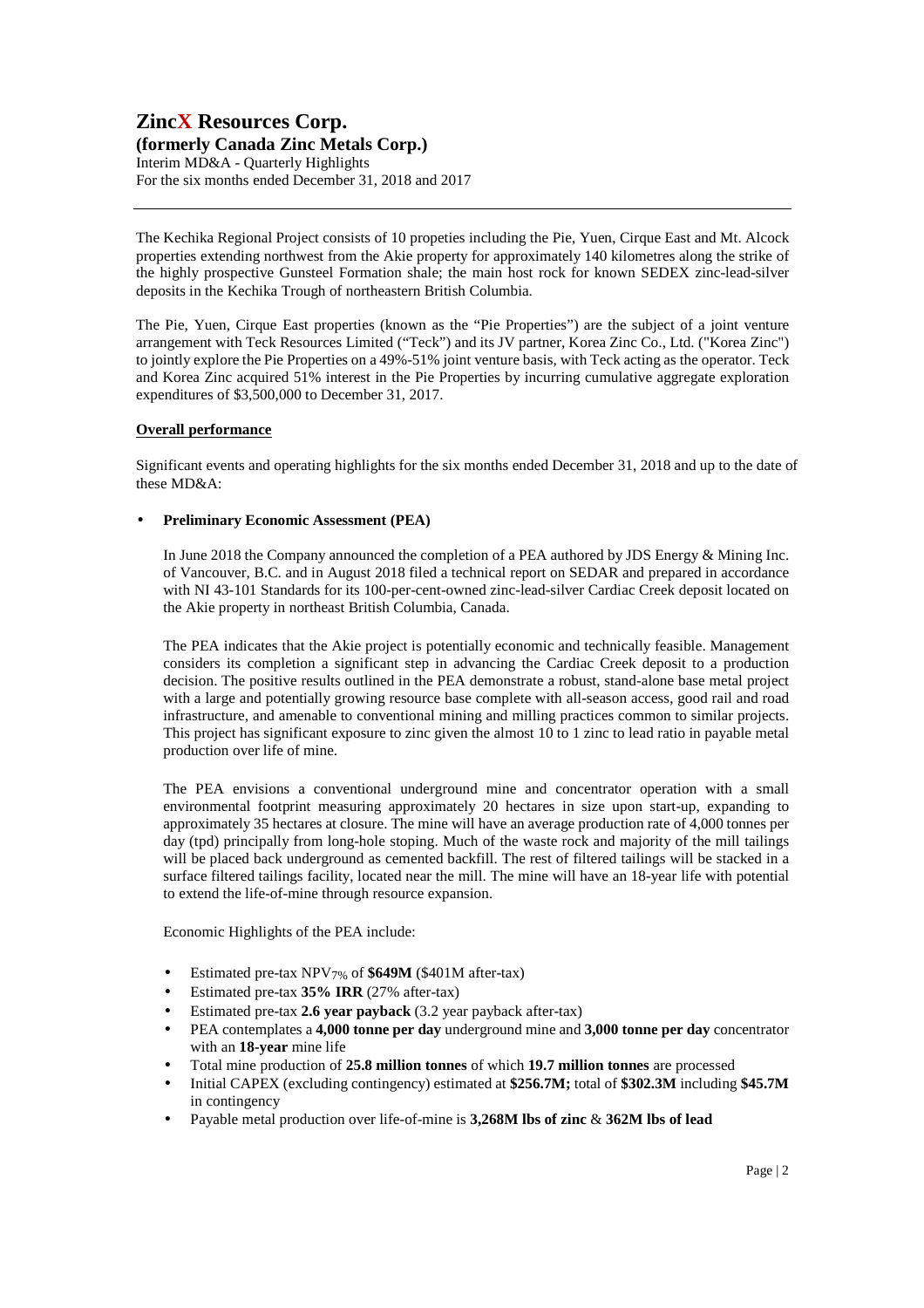The Kechika Regional Project consists of 10 propeties including the Pie, Yuen, Cirque East and Mt. Alcock properties extending northwest from the Akie property for approximately 140 kilometres along the strike of the highly prospective Gunsteel Formation shale; the main host rock for known SEDEX zinc-lead-silver deposits in the Kechika Trough of northeastern British Columbia.

The Pie, Yuen, Cirque East properties (known as the "Pie Properties") are the subject of a joint venture arrangement with Teck Resources Limited ("Teck") and its JV partner, Korea Zinc Co., Ltd. ("Korea Zinc") to jointly explore the Pie Properties on a 49%-51% joint venture basis, with Teck acting as the operator. Teck and Korea Zinc acquired 51% interest in the Pie Properties by incurring cumulative aggregate exploration expenditures of $3,500,000 to December 31, 2017.

## Overall performance

Significant events and operating highlights for the six months ended December 31, 2018 and up to the date of these MD&A:

- **Preliminary Economic Assessment (PEA)**

  In June 2018 the Company announced the completion of a PEA authored by JDS Energy & Mining Inc. of Vancouver, B.C. and in August 2018 filed a technical report on SEDAR and prepared in accordance with NI 43-101 Standards for its 100-per-cent-owned zinc-lead-silver Cardiac Creek deposit located on the Akie property in northeast British Columbia, Canada.

  The PEA indicates that the Akie project is potentially economic and technically feasible. Management considers its completion a significant step in advancing the Cardiac Creek deposit to a production decision. The positive results outlined in the PEA demonstrate a robust, stand-alone base metal project with a large and potentially growing resource base complete with all-season access, good rail and road infrastructure, and amenable to conventional mining and milling practices common to similar projects. This project has significant exposure to zinc given the almost 10 to 1 zinc to lead ratio in payable metal production over life of mine.

  The PEA envisions a conventional underground mine and concentrator operation with a small environmental footprint measuring approximately 20 hectares in size upon start-up, expanding to approximately 35 hectares at closure. The mine will have an average production rate of 4,000 tonnes per day (tpd) principally from long-hole stoping. Much of the waste rock and majority of the mill tailings will be placed back underground as cemented backfill. The rest of filtered tailings will be stacked in a surface filtered tailings facility, located near the mill. The mine will have an 18-year life with potential to extend the life-of-mine through resource expansion.

  Economic Highlights of the PEA include:

  - Estimated pre-tax $NPV_{7\%}$ of **$649M** ($401M after-tax)
  - Estimated pre-tax **35% IRR** (27% after-tax)
  - Estimated pre-tax **2.6 year payback** (3.2 year payback after-tax)
  - PEA contemplates a **4,000 tonne per day** underground mine and **3,000 tonne per day** concentrator with an **18-year** mine life
  - Total mine production of **25.8 million tonnes** of which **19.7 million tonnes** are processed
  - Initial CAPEX (excluding contingency) estimated at **$256.7M;** total of **$302.3M** including **$45.7M** in contingency
  - Payable metal production over life-of-mine is **3,268M lbs of zinc** & **362M lbs of lead**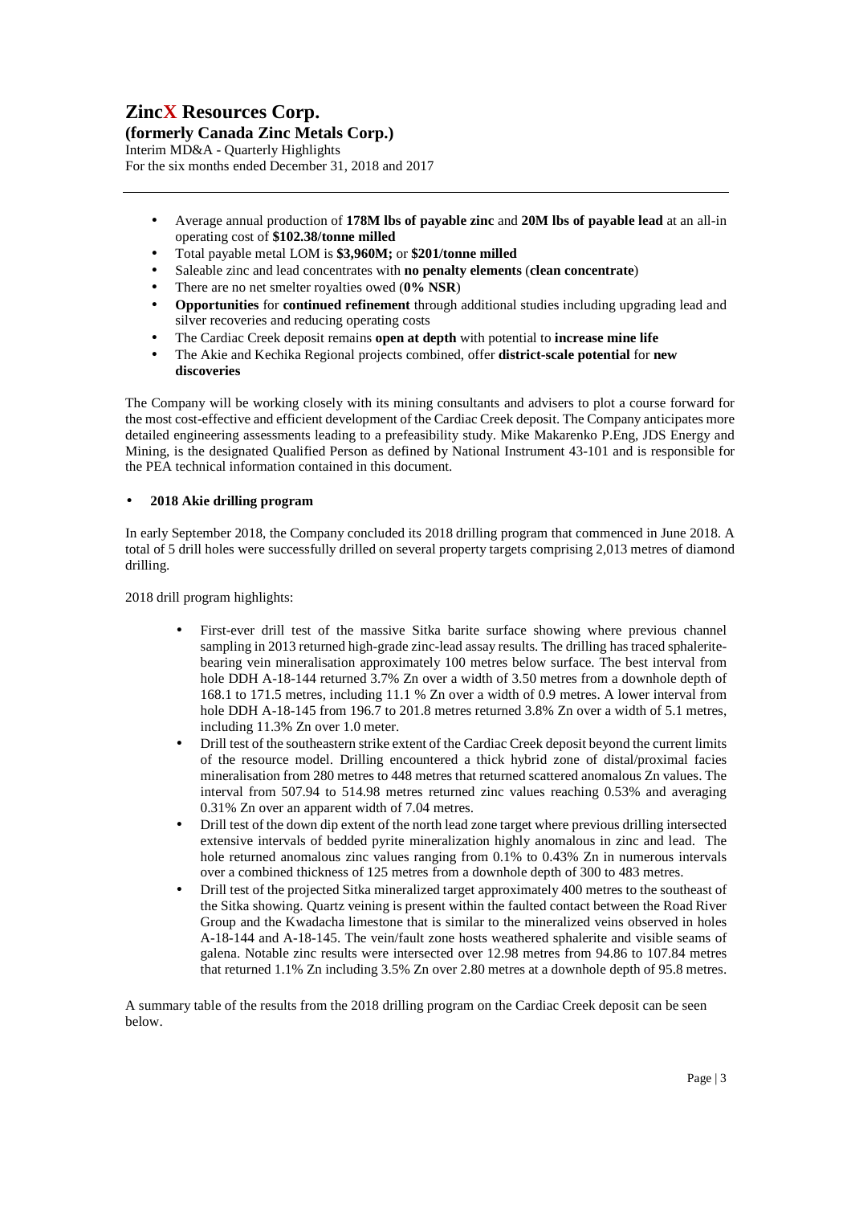- Average annual production of **178M lbs of payable zinc** and **20M lbs of payable lead** at an all-in operating cost of **$102.38/tonne milled**
- Total payable metal LOM is **$3,960M;** or **$201/tonne milled**
- Saleable zinc and lead concentrates with **no penalty elements** (**clean concentrate**)
- There are no net smelter royalties owed (**0% NSR**)
- **Opportunities** for **continued refinement** through additional studies including upgrading lead and silver recoveries and reducing operating costs
- The Cardiac Creek deposit remains **open at depth** with potential to **increase mine life**
- The Akie and Kechika Regional projects combined, offer **district-scale potential** for **new discoveries**

The Company will be working closely with its mining consultants and advisers to plot a course forward for the most cost-effective and efficient development of the Cardiac Creek deposit. The Company anticipates more detailed engineering assessments leading to a prefeasibility study. Mike Makarenko P.Eng, JDS Energy and Mining, is the designated Qualified Person as defined by National Instrument 43-101 and is responsible for the PEA technical information contained in this document.

- **2018 Akie drilling program**

In early September 2018, the Company concluded its 2018 drilling program that commenced in June 2018. A total of 5 drill holes were successfully drilled on several property targets comprising 2,013 metres of diamond drilling.

2018 drill program highlights:

- First-ever drill test of the massive Sitka barite surface showing where previous channel sampling in 2013 returned high-grade zinc-lead assay results. The drilling has traced sphalerite-bearing vein mineralisation approximately 100 metres below surface. The best interval from hole DDH A-18-144 returned 3.7% Zn over a width of 3.50 metres from a downhole depth of 168.1 to 171.5 metres, including 11.1 % Zn over a width of 0.9 metres. A lower interval from hole DDH A-18-145 from 196.7 to 201.8 metres returned 3.8% Zn over a width of 5.1 metres, including 11.3% Zn over 1.0 meter.
- Drill test of the southeastern strike extent of the Cardiac Creek deposit beyond the current limits of the resource model. Drilling encountered a thick hybrid zone of distal/proximal facies mineralisation from 280 metres to 448 metres that returned scattered anomalous Zn values. The interval from 507.94 to 514.98 metres returned zinc values reaching 0.53% and averaging 0.31% Zn over an apparent width of 7.04 metres.
- Drill test of the down dip extent of the north lead zone target where previous drilling intersected extensive intervals of bedded pyrite mineralization highly anomalous in zinc and lead. The hole returned anomalous zinc values ranging from 0.1% to 0.43% Zn in numerous intervals over a combined thickness of 125 metres from a downhole depth of 300 to 483 metres.
- Drill test of the projected Sitka mineralized target approximately 400 metres to the southeast of the Sitka showing. Quartz veining is present within the faulted contact between the Road River Group and the Kwadacha limestone that is similar to the mineralized veins observed in holes A-18-144 and A-18-145. The vein/fault zone hosts weathered sphalerite and visible seams of galena. Notable zinc results were intersected over 12.98 metres from 94.86 to 107.84 metres that returned 1.1% Zn including 3.5% Zn over 2.80 metres at a downhole depth of 95.8 metres.

A summary table of the results from the 2018 drilling program on the Cardiac Creek deposit can be seen below.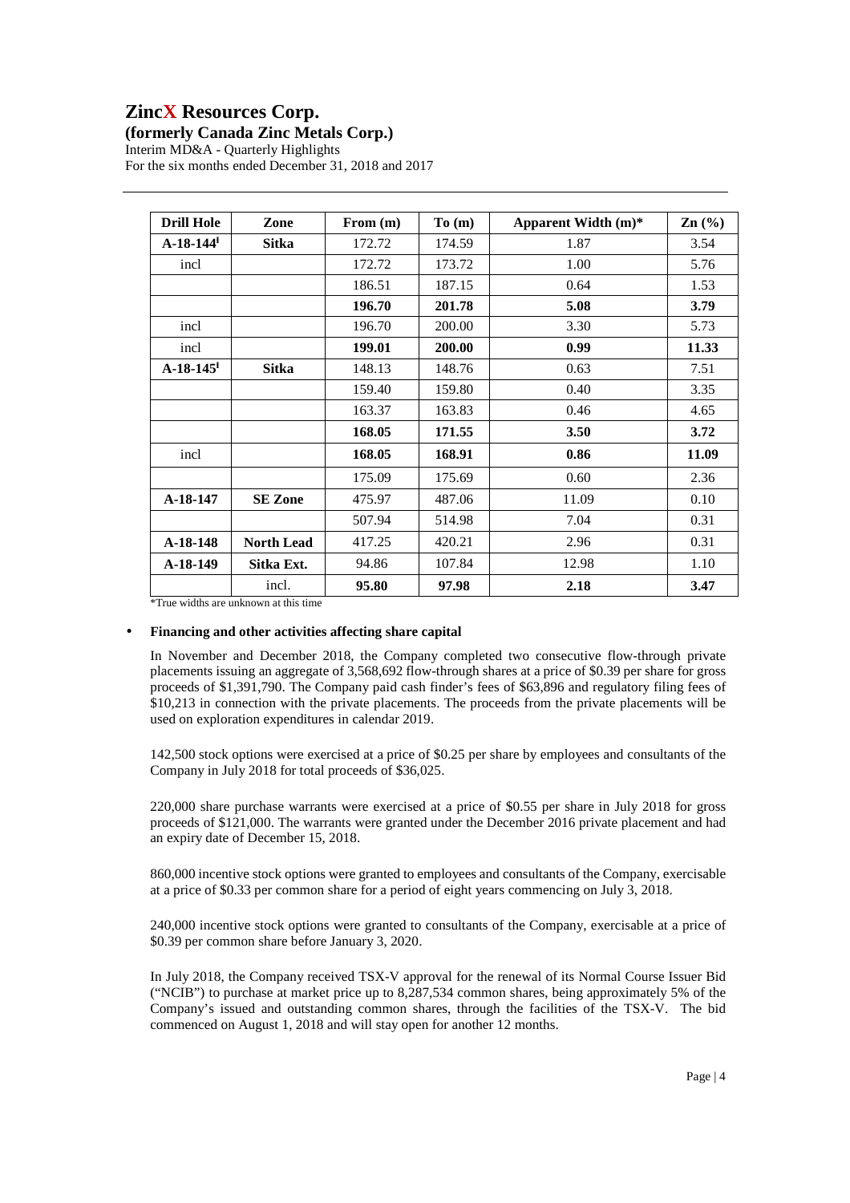| Drill Hole | Zone | From (m) | To (m) | Apparent Width (m)* | Zn (%) |
|---|---|---|---|---|---|
| **A-18-144**[I] | **Sitka** | 172.72 | 174.59 | 1.87 | 3.54 |
| incl | | 172.72 | 173.72 | 1.00 | 5.76 |
| | | 186.51 | 187.15 | 0.64 | 1.53 |
| | | **196.70** | **201.78** | **5.08** | **3.79** |
| incl | | 196.70 | 200.00 | 3.30 | 5.73 |
| incl | | **199.01** | **200.00** | **0.99** | **11.33** |
| **A-18-145**[I] | **Sitka** | 148.13 | 148.76 | 0.63 | 7.51 |
| | | 159.40 | 159.80 | 0.40 | 3.35 |
| | | 163.37 | 163.83 | 0.46 | 4.65 |
| | | **168.05** | **171.55** | **3.50** | **3.72** |
| incl | | **168.05** | **168.91** | **0.86** | **11.09** |
| | | 175.09 | 175.69 | 0.60 | 2.36 |
| **A-18-147** | **SE Zone** | 475.97 | 487.06 | 11.09 | 0.10 |
| | | 507.94 | 514.98 | 7.04 | 0.31 |
| **A-18-148** | **North Lead** | 417.25 | 420.21 | 2.96 | 0.31 |
| **A-18-149** | **Sitka Ext.** | 94.86 | 107.84 | 12.98 | 1.10 |
| | incl. | **95.80** | **97.98** | **2.18** | **3.47** |

*True widths are unknown at this time

- **Financing and other activities affecting share capital**

  In November and December 2018, the Company completed two consecutive flow-through private placements issuing an aggregate of 3,568,692 flow-through shares at a price of $0.39 per share for gross proceeds of $1,391,790. The Company paid cash finder's fees of $63,896 and regulatory filing fees of $10,213 in connection with the private placements. The proceeds from the private placements will be used on exploration expenditures in calendar 2019.

  142,500 stock options were exercised at a price of $0.25 per share by employees and consultants of the Company in July 2018 for total proceeds of $36,025.

  220,000 share purchase warrants were exercised at a price of $0.55 per share in July 2018 for gross proceeds of $121,000. The warrants were granted under the December 2016 private placement and had an expiry date of December 15, 2018.

  860,000 incentive stock options were granted to employees and consultants of the Company, exercisable at a price of $0.33 per common share for a period of eight years commencing on July 3, 2018.

  240,000 incentive stock options were granted to consultants of the Company, exercisable at a price of $0.39 per common share before January 3, 2020.

  In July 2018, the Company received TSX-V approval for the renewal of its Normal Course Issuer Bid ("NCIB") to purchase at market price up to 8,287,534 common shares, being approximately 5% of the Company's issued and outstanding common shares, through the facilities of the TSX-V. The bid commenced on August 1, 2018 and will stay open for another 12 months.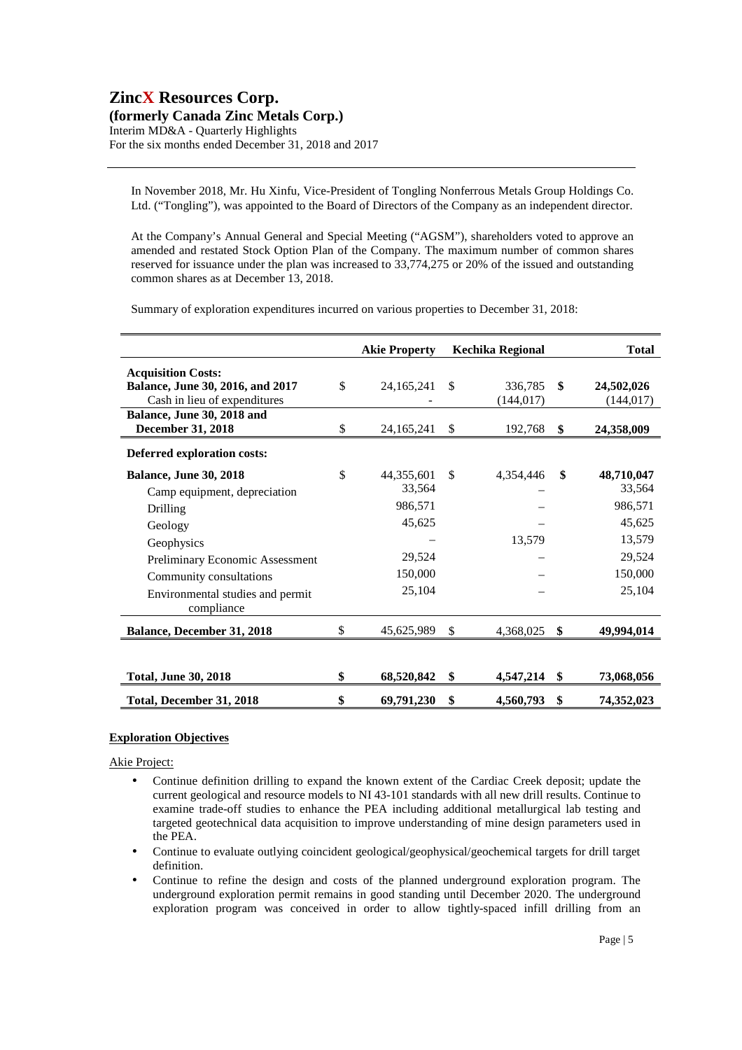In November 2018, Mr. Hu Xinfu, Vice-President of Tongling Nonferrous Metals Group Holdings Co. Ltd. ("Tongling"), was appointed to the Board of Directors of the Company as an independent director.

At the Company's Annual General and Special Meeting ("AGSM"), shareholders voted to approve an amended and restated Stock Option Plan of the Company. The maximum number of common shares reserved for issuance under the plan was increased to 33,774,275 or 20% of the issued and outstanding common shares as at December 13, 2018.

Summary of exploration expenditures incurred on various properties to December 31, 2018:

| | Akie Property | Kechika Regional | Total |
|---|---|---|---|
| **Acquisition Costs:** | | | |
| **Balance, June 30, 2016, and 2017** | $ 24,165,241 | $ 336,785 | **$ 24,502,026** |
| Cash in lieu of expenditures | - | (144,017) | (144,017) |
| **Balance, June 30, 2018 and December 31, 2018** | $ 24,165,241 | $ 192,768 | **$ 24,358,009** |
| **Deferred exploration costs:** | | | |
| **Balance, June 30, 2018** | $ 44,355,601 | $ 4,354,446 | **$ 48,710,047** |
| Camp equipment, depreciation | 33,564 | – | 33,564 |
| Drilling | 986,571 | – | 986,571 |
| Geology | 45,625 | – | 45,625 |
| Geophysics | – | 13,579 | 13,579 |
| Preliminary Economic Assessment | 29,524 | – | 29,524 |
| Community consultations | 150,000 | – | 150,000 |
| Environmental studies and permit compliance | 25,104 | – | 25,104 |
| **Balance, December 31, 2018** | $ 45,625,989 | $ 4,368,025 | **$ 49,994,014** |
| **Total, June 30, 2018** | **$ 68,520,842** | **$ 4,547,214** | **$ 73,068,056** |
| **Total, December 31, 2018** | **$ 69,791,230** | **$ 4,560,793** | **$ 74,352,023** |

**Exploration Objectives**

Akie Project:

- Continue definition drilling to expand the known extent of the Cardiac Creek deposit; update the current geological and resource models to NI 43-101 standards with all new drill results. Continue to examine trade-off studies to enhance the PEA including additional metallurgical lab testing and targeted geotechnical data acquisition to improve understanding of mine design parameters used in the PEA.
- Continue to evaluate outlying coincident geological/geophysical/geochemical targets for drill target definition.
- Continue to refine the design and costs of the planned underground exploration program. The underground exploration permit remains in good standing until December 2020. The underground exploration program was conceived in order to allow tightly-spaced infill drilling from an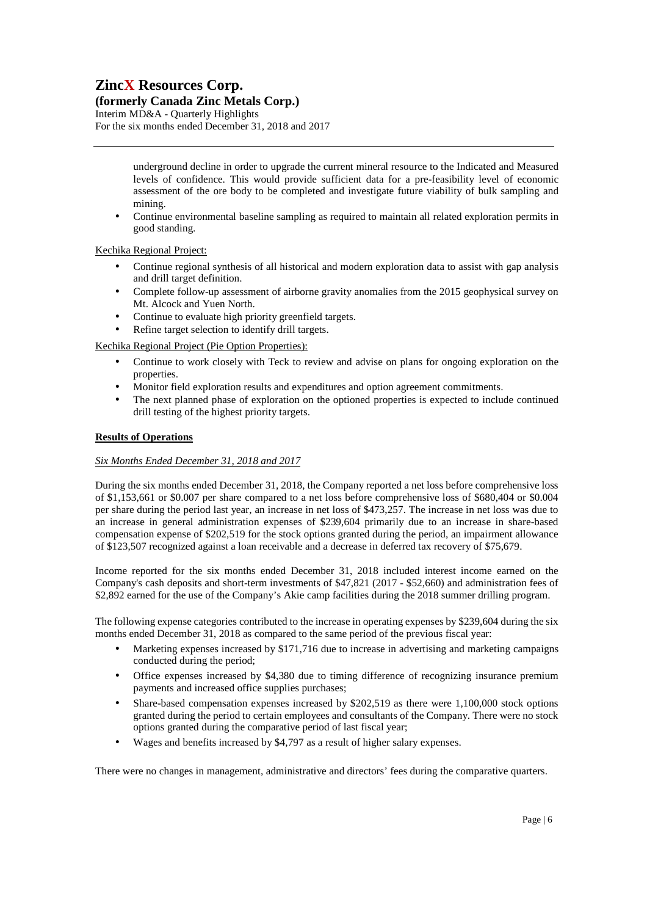underground decline in order to upgrade the current mineral resource to the Indicated and Measured levels of confidence. This would provide sufficient data for a pre-feasibility level of economic assessment of the ore body to be completed and investigate future viability of bulk sampling and mining.

- Continue environmental baseline sampling as required to maintain all related exploration permits in good standing.

Kechika Regional Project:

- Continue regional synthesis of all historical and modern exploration data to assist with gap analysis and drill target definition.
- Complete follow-up assessment of airborne gravity anomalies from the 2015 geophysical survey on Mt. Alcock and Yuen North.
- Continue to evaluate high priority greenfield targets.
- Refine target selection to identify drill targets.

Kechika Regional Project (Pie Option Properties):

- Continue to work closely with Teck to review and advise on plans for ongoing exploration on the properties.
- Monitor field exploration results and expenditures and option agreement commitments.
- The next planned phase of exploration on the optioned properties is expected to include continued drill testing of the highest priority targets.

**Results of Operations**

*Six Months Ended December 31, 2018 and 2017*

During the six months ended December 31, 2018, the Company reported a net loss before comprehensive loss of $1,153,661 or $0.007 per share compared to a net loss before comprehensive loss of $680,404 or $0.004 per share during the period last year, an increase in net loss of $473,257. The increase in net loss was due to an increase in general administration expenses of $239,604 primarily due to an increase in share-based compensation expense of $202,519 for the stock options granted during the period, an impairment allowance of $123,507 recognized against a loan receivable and a decrease in deferred tax recovery of $75,679.

Income reported for the six months ended December 31, 2018 included interest income earned on the Company's cash deposits and short-term investments of $47,821 (2017 - $52,660) and administration fees of $2,892 earned for the use of the Company's Akie camp facilities during the 2018 summer drilling program.

The following expense categories contributed to the increase in operating expenses by $239,604 during the six months ended December 31, 2018 as compared to the same period of the previous fiscal year:

- Marketing expenses increased by $171,716 due to increase in advertising and marketing campaigns conducted during the period;
- Office expenses increased by $4,380 due to timing difference of recognizing insurance premium payments and increased office supplies purchases;
- Share-based compensation expenses increased by $202,519 as there were 1,100,000 stock options granted during the period to certain employees and consultants of the Company. There were no stock options granted during the comparative period of last fiscal year;
- Wages and benefits increased by $4,797 as a result of higher salary expenses.

There were no changes in management, administrative and directors' fees during the comparative quarters.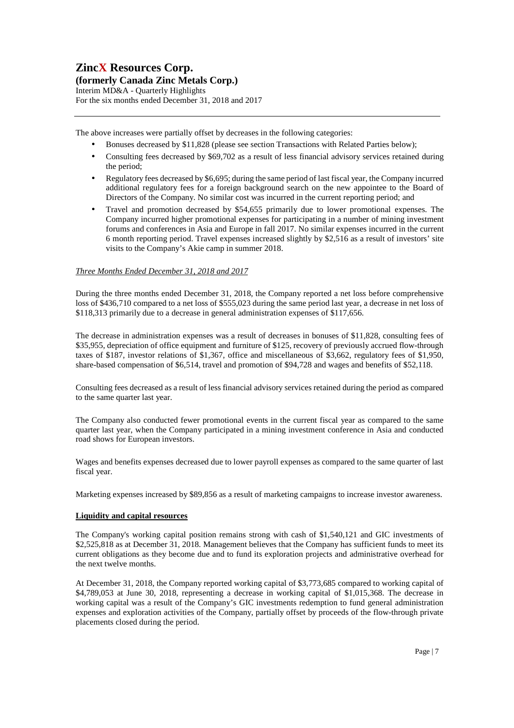The above increases were partially offset by decreases in the following categories:

- Bonuses decreased by $11,828 (please see section Transactions with Related Parties below);
- Consulting fees decreased by $69,702 as a result of less financial advisory services retained during the period;
- Regulatory fees decreased by $6,695; during the same period of last fiscal year, the Company incurred additional regulatory fees for a foreign background search on the new appointee to the Board of Directors of the Company. No similar cost was incurred in the current reporting period; and
- Travel and promotion decreased by $54,655 primarily due to lower promotional expenses. The Company incurred higher promotional expenses for participating in a number of mining investment forums and conferences in Asia and Europe in fall 2017. No similar expenses incurred in the current 6 month reporting period. Travel expenses increased slightly by $2,516 as a result of investors' site visits to the Company's Akie camp in summer 2018.

*Three Months Ended December 31, 2018 and 2017*

During the three months ended December 31, 2018, the Company reported a net loss before comprehensive loss of $436,710 compared to a net loss of $555,023 during the same period last year, a decrease in net loss of $118,313 primarily due to a decrease in general administration expenses of $117,656.

The decrease in administration expenses was a result of decreases in bonuses of $11,828, consulting fees of $35,955, depreciation of office equipment and furniture of $125, recovery of previously accrued flow-through taxes of $187, investor relations of $1,367, office and miscellaneous of $3,662, regulatory fees of $1,950, share-based compensation of $6,514, travel and promotion of $94,728 and wages and benefits of $52,118.

Consulting fees decreased as a result of less financial advisory services retained during the period as compared to the same quarter last year.

The Company also conducted fewer promotional events in the current fiscal year as compared to the same quarter last year, when the Company participated in a mining investment conference in Asia and conducted road shows for European investors.

Wages and benefits expenses decreased due to lower payroll expenses as compared to the same quarter of last fiscal year.

Marketing expenses increased by $89,856 as a result of marketing campaigns to increase investor awareness.

## Liquidity and capital resources

The Company's working capital position remains strong with cash of $1,540,121 and GIC investments of $2,525,818 as at December 31, 2018. Management believes that the Company has sufficient funds to meet its current obligations as they become due and to fund its exploration projects and administrative overhead for the next twelve months.

At December 31, 2018, the Company reported working capital of $3,773,685 compared to working capital of $4,789,053 at June 30, 2018, representing a decrease in working capital of $1,015,368. The decrease in working capital was a result of the Company's GIC investments redemption to fund general administration expenses and exploration activities of the Company, partially offset by proceeds of the flow-through private placements closed during the period.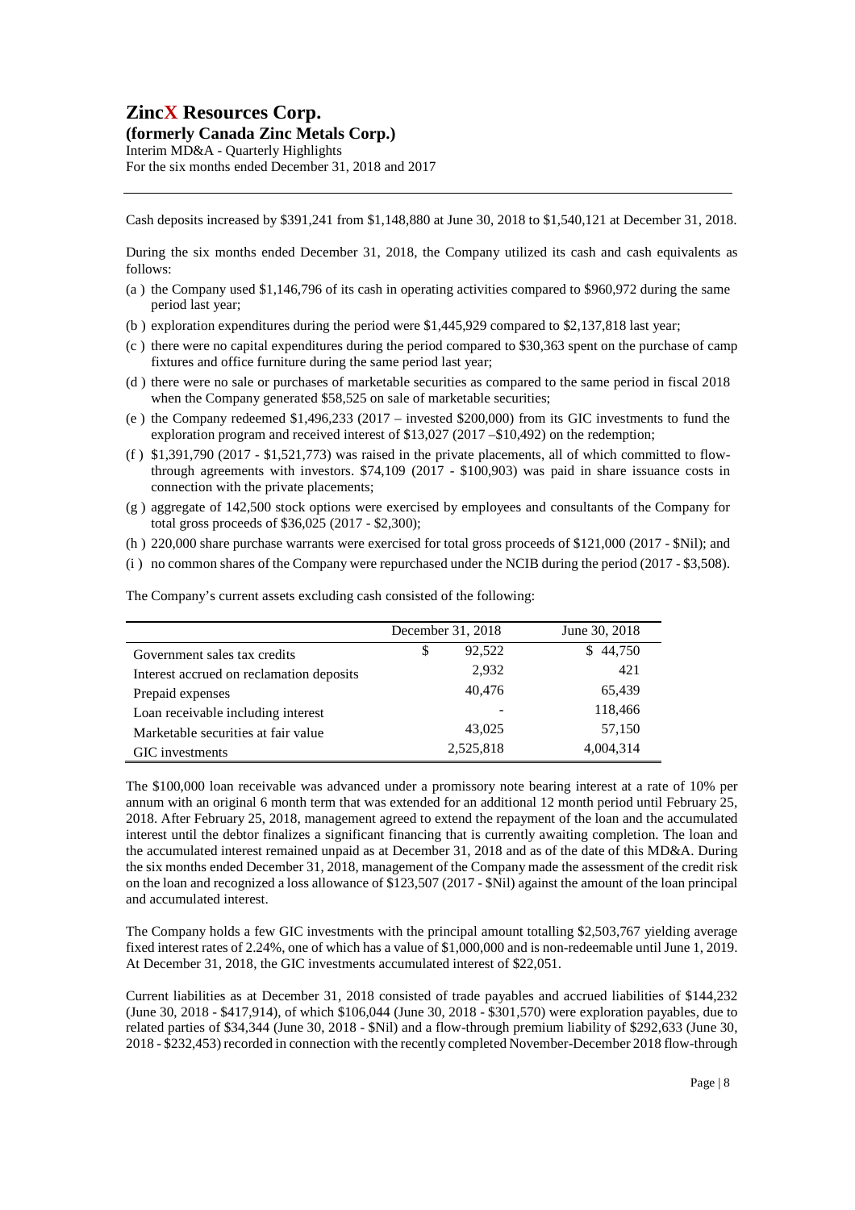Cash deposits increased by $391,241 from $1,148,880 at June 30, 2018 to $1,540,121 at December 31, 2018.

During the six months ended December 31, 2018, the Company utilized its cash and cash equivalents as follows:

(a) the Company used $1,146,796 of its cash in operating activities compared to $960,972 during the same period last year;

(b) exploration expenditures during the period were $1,445,929 compared to $2,137,818 last year;

(c) there were no capital expenditures during the period compared to $30,363 spent on the purchase of camp fixtures and office furniture during the same period last year;

(d) there were no sale or purchases of marketable securities as compared to the same period in fiscal 2018 when the Company generated $58,525 on sale of marketable securities;

(e) the Company redeemed $1,496,233 (2017 – invested $200,000) from its GIC investments to fund the exploration program and received interest of $13,027 (2017 –$10,492) on the redemption;

(f) $1,391,790 (2017 - $1,521,773) was raised in the private placements, all of which committed to flow-through agreements with investors. $74,109 (2017 - $100,903) was paid in share issuance costs in connection with the private placements;

(g) aggregate of 142,500 stock options were exercised by employees and consultants of the Company for total gross proceeds of $36,025 (2017 - $2,300);

(h) 220,000 share purchase warrants were exercised for total gross proceeds of $121,000 (2017 - $Nil); and

(i) no common shares of the Company were repurchased under the NCIB during the period (2017 - $3,508).

The Company's current assets excluding cash consisted of the following:

| | December 31, 2018 | June 30, 2018 |
|---|---|---|
| Government sales tax credits | $ 92,522 | $ 44,750 |
| Interest accrued on reclamation deposits | 2,932 | 421 |
| Prepaid expenses | 40,476 | 65,439 |
| Loan receivable including interest | - | 118,466 |
| Marketable securities at fair value | 43,025 | 57,150 |
| GIC investments | 2,525,818 | 4,004,314 |

The $100,000 loan receivable was advanced under a promissory note bearing interest at a rate of 10% per annum with an original 6 month term that was extended for an additional 12 month period until February 25, 2018. After February 25, 2018, management agreed to extend the repayment of the loan and the accumulated interest until the debtor finalizes a significant financing that is currently awaiting completion. The loan and the accumulated interest remained unpaid as at December 31, 2018 and as of the date of this MD&A. During the six months ended December 31, 2018, management of the Company made the assessment of the credit risk on the loan and recognized a loss allowance of $123,507 (2017 - $Nil) against the amount of the loan principal and accumulated interest.

The Company holds a few GIC investments with the principal amount totalling $2,503,767 yielding average fixed interest rates of 2.24%, one of which has a value of $1,000,000 and is non-redeemable until June 1, 2019. At December 31, 2018, the GIC investments accumulated interest of $22,051.

Current liabilities as at December 31, 2018 consisted of trade payables and accrued liabilities of $144,232 (June 30, 2018 - $417,914), of which $106,044 (June 30, 2018 - $301,570) were exploration payables, due to related parties of $34,344 (June 30, 2018 - $Nil) and a flow-through premium liability of $292,633 (June 30, 2018 - $232,453) recorded in connection with the recently completed November-December 2018 flow-through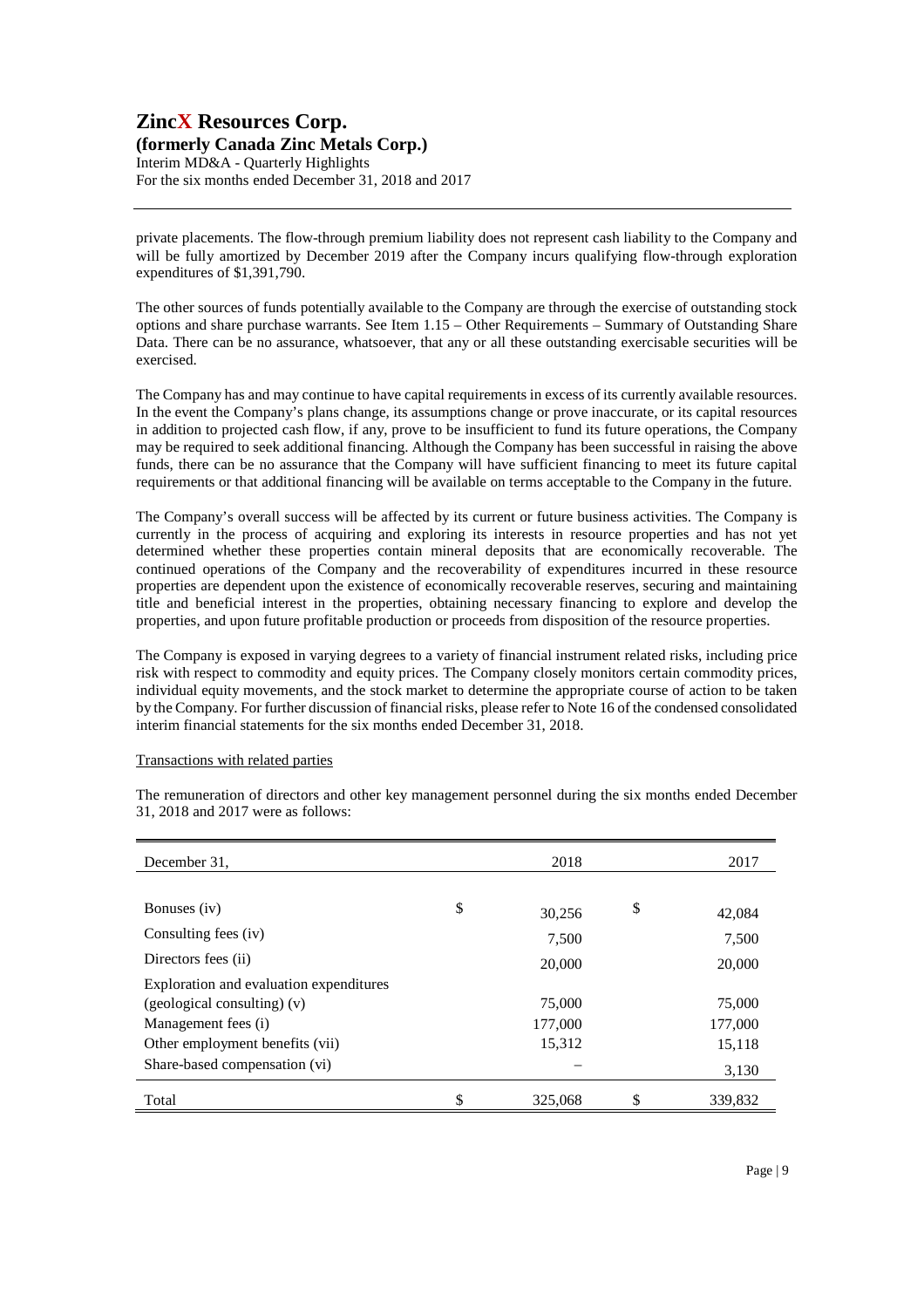private placements. The flow-through premium liability does not represent cash liability to the Company and will be fully amortized by December 2019 after the Company incurs qualifying flow-through exploration expenditures of $1,391,790.

The other sources of funds potentially available to the Company are through the exercise of outstanding stock options and share purchase warrants. See Item 1.15 – Other Requirements – Summary of Outstanding Share Data. There can be no assurance, whatsoever, that any or all these outstanding exercisable securities will be exercised.

The Company has and may continue to have capital requirements in excess of its currently available resources. In the event the Company's plans change, its assumptions change or prove inaccurate, or its capital resources in addition to projected cash flow, if any, prove to be insufficient to fund its future operations, the Company may be required to seek additional financing. Although the Company has been successful in raising the above funds, there can be no assurance that the Company will have sufficient financing to meet its future capital requirements or that additional financing will be available on terms acceptable to the Company in the future.

The Company's overall success will be affected by its current or future business activities. The Company is currently in the process of acquiring and exploring its interests in resource properties and has not yet determined whether these properties contain mineral deposits that are economically recoverable. The continued operations of the Company and the recoverability of expenditures incurred in these resource properties are dependent upon the existence of economically recoverable reserves, securing and maintaining title and beneficial interest in the properties, obtaining necessary financing to explore and develop the properties, and upon future profitable production or proceeds from disposition of the resource properties.

The Company is exposed in varying degrees to a variety of financial instrument related risks, including price risk with respect to commodity and equity prices. The Company closely monitors certain commodity prices, individual equity movements, and the stock market to determine the appropriate course of action to be taken by the Company. For further discussion of financial risks, please refer to Note 16 of the condensed consolidated interim financial statements for the six months ended December 31, 2018.

Transactions with related parties

The remuneration of directors and other key management personnel during the six months ended December 31, 2018 and 2017 were as follows:

| December 31, | 2018 | 2017 |
|---|---|---|
| Bonuses (iv) | $ 30,256 | $ 42,084 |
| Consulting fees (iv) | 7,500 | 7,500 |
| Directors fees (ii) | 20,000 | 20,000 |
| Exploration and evaluation expenditures (geological consulting) (v) | 75,000 | 75,000 |
| Management fees (i) | 177,000 | 177,000 |
| Other employment benefits (vii) | 15,312 | 15,118 |
| Share-based compensation (vi) | – | 3,130 |
| Total | $ 325,068 | $ 339,832 |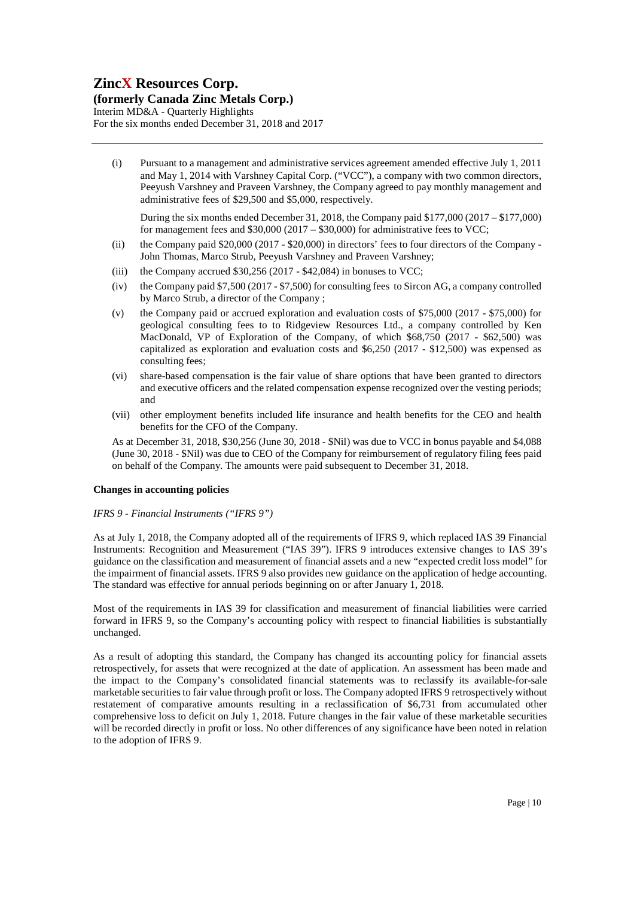(i) Pursuant to a management and administrative services agreement amended effective July 1, 2011 and May 1, 2014 with Varshney Capital Corp. ("VCC"), a company with two common directors, Peeyush Varshney and Praveen Varshney, the Company agreed to pay monthly management and administrative fees of $29,500 and $5,000, respectively.

    During the six months ended December 31, 2018, the Company paid $177,000 (2017 – $177,000) for management fees and $30,000 (2017 – $30,000) for administrative fees to VCC;

(ii) the Company paid $20,000 (2017 - $20,000) in directors' fees to four directors of the Company - John Thomas, Marco Strub, Peeyush Varshney and Praveen Varshney;

(iii) the Company accrued $30,256 (2017 - $42,084) in bonuses to VCC;

(iv) the Company paid $7,500 (2017 - $7,500) for consulting fees to Sircon AG, a company controlled by Marco Strub, a director of the Company ;

(v) the Company paid or accrued exploration and evaluation costs of $75,000 (2017 - $75,000) for geological consulting fees to to Ridgeview Resources Ltd., a company controlled by Ken MacDonald, VP of Exploration of the Company, of which $68,750 (2017 - $62,500) was capitalized as exploration and evaluation costs and $6,250 (2017 - $12,500) was expensed as consulting fees;

(vi) share-based compensation is the fair value of share options that have been granted to directors and executive officers and the related compensation expense recognized over the vesting periods; and

(vii) other employment benefits included life insurance and health benefits for the CEO and health benefits for the CFO of the Company.

As at December 31, 2018, $30,256 (June 30, 2018 - $Nil) was due to VCC in bonus payable and $4,088 (June 30, 2018 - $Nil) was due to CEO of the Company for reimbursement of regulatory filing fees paid on behalf of the Company. The amounts were paid subsequent to December 31, 2018.

**Changes in accounting policies**

*IFRS 9 - Financial Instruments ("IFRS 9")*

As at July 1, 2018, the Company adopted all of the requirements of IFRS 9, which replaced IAS 39 Financial Instruments: Recognition and Measurement ("IAS 39"). IFRS 9 introduces extensive changes to IAS 39's guidance on the classification and measurement of financial assets and a new "expected credit loss model" for the impairment of financial assets. IFRS 9 also provides new guidance on the application of hedge accounting. The standard was effective for annual periods beginning on or after January 1, 2018.

Most of the requirements in IAS 39 for classification and measurement of financial liabilities were carried forward in IFRS 9, so the Company's accounting policy with respect to financial liabilities is substantially unchanged.

As a result of adopting this standard, the Company has changed its accounting policy for financial assets retrospectively, for assets that were recognized at the date of application. An assessment has been made and the impact to the Company's consolidated financial statements was to reclassify its available-for-sale marketable securities to fair value through profit or loss. The Company adopted IFRS 9 retrospectively without restatement of comparative amounts resulting in a reclassification of $6,731 from accumulated other comprehensive loss to deficit on July 1, 2018. Future changes in the fair value of these marketable securities will be recorded directly in profit or loss. No other differences of any significance have been noted in relation to the adoption of IFRS 9.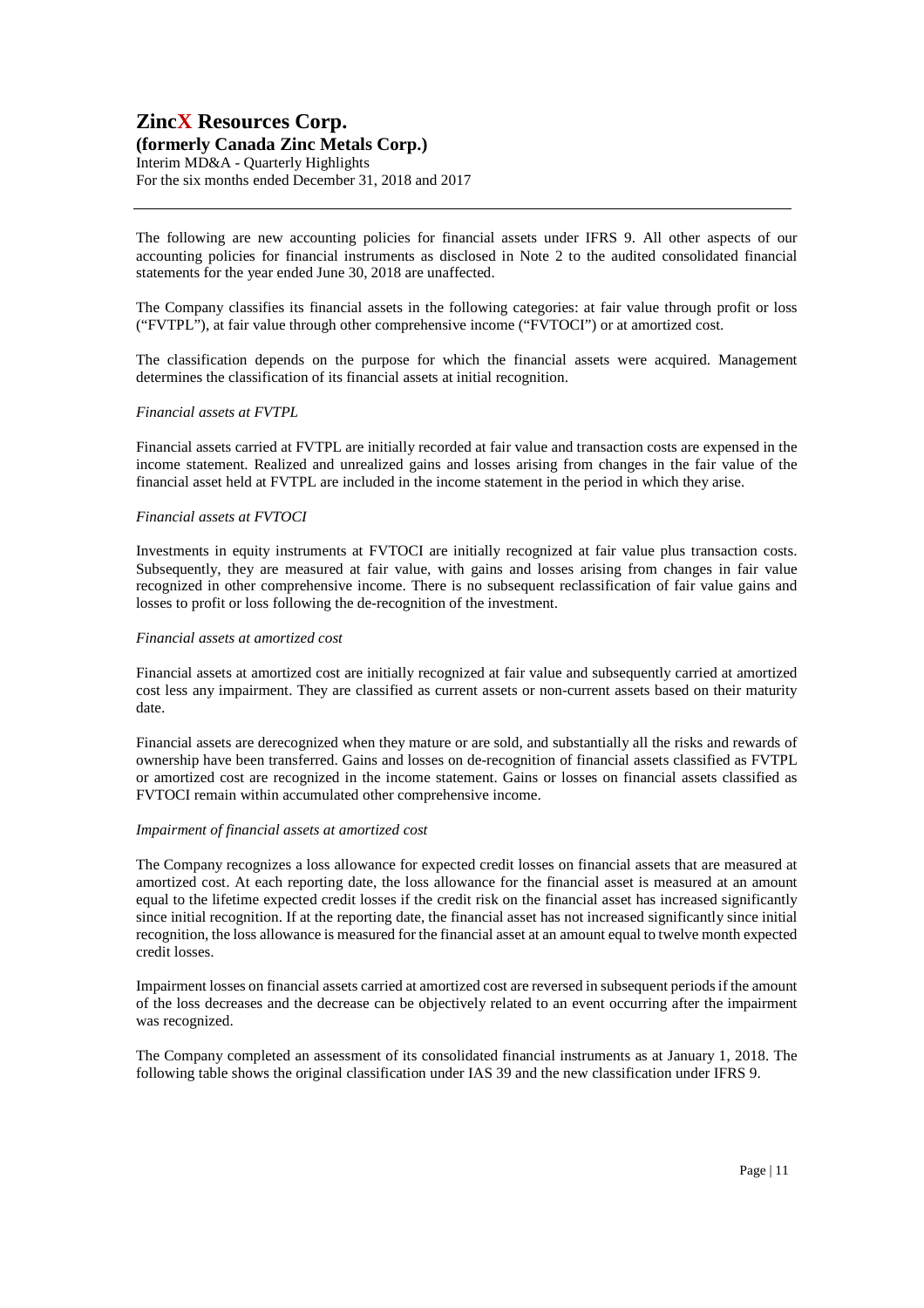The following are new accounting policies for financial assets under IFRS 9. All other aspects of our accounting policies for financial instruments as disclosed in Note 2 to the audited consolidated financial statements for the year ended June 30, 2018 are unaffected.

The Company classifies its financial assets in the following categories: at fair value through profit or loss ("FVTPL"), at fair value through other comprehensive income ("FVTOCI") or at amortized cost.

The classification depends on the purpose for which the financial assets were acquired. Management determines the classification of its financial assets at initial recognition.

*Financial assets at FVTPL*

Financial assets carried at FVTPL are initially recorded at fair value and transaction costs are expensed in the income statement. Realized and unrealized gains and losses arising from changes in the fair value of the financial asset held at FVTPL are included in the income statement in the period in which they arise.

*Financial assets at FVTOCI*

Investments in equity instruments at FVTOCI are initially recognized at fair value plus transaction costs. Subsequently, they are measured at fair value, with gains and losses arising from changes in fair value recognized in other comprehensive income. There is no subsequent reclassification of fair value gains and losses to profit or loss following the de-recognition of the investment.

*Financial assets at amortized cost*

Financial assets at amortized cost are initially recognized at fair value and subsequently carried at amortized cost less any impairment. They are classified as current assets or non-current assets based on their maturity date.

Financial assets are derecognized when they mature or are sold, and substantially all the risks and rewards of ownership have been transferred. Gains and losses on de-recognition of financial assets classified as FVTPL or amortized cost are recognized in the income statement. Gains or losses on financial assets classified as FVTOCI remain within accumulated other comprehensive income.

*Impairment of financial assets at amortized cost*

The Company recognizes a loss allowance for expected credit losses on financial assets that are measured at amortized cost. At each reporting date, the loss allowance for the financial asset is measured at an amount equal to the lifetime expected credit losses if the credit risk on the financial asset has increased significantly since initial recognition. If at the reporting date, the financial asset has not increased significantly since initial recognition, the loss allowance is measured for the financial asset at an amount equal to twelve month expected credit losses.

Impairment losses on financial assets carried at amortized cost are reversed in subsequent periods if the amount of the loss decreases and the decrease can be objectively related to an event occurring after the impairment was recognized.

The Company completed an assessment of its consolidated financial instruments as at January 1, 2018. The following table shows the original classification under IAS 39 and the new classification under IFRS 9.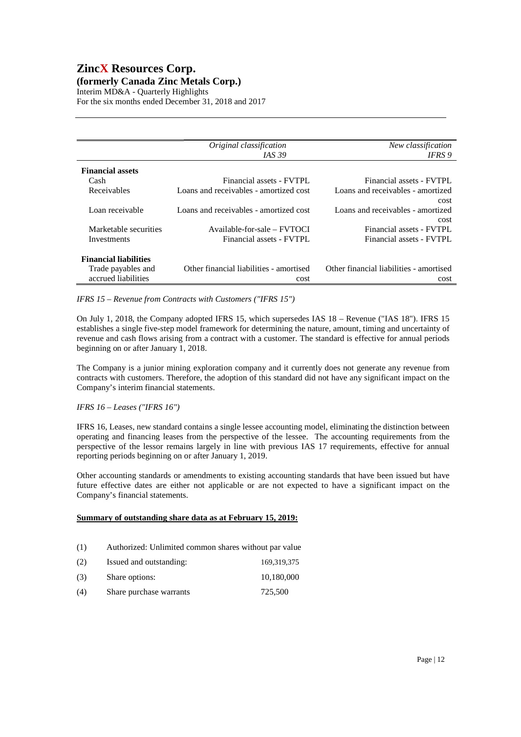| | Original classification *IAS 39* | New classification *IFRS 9* |
|---|---|---|
| **Financial assets** | | |
| Cash | Financial assets - FVTPL | Financial assets - FVTPL |
| Receivables | Loans and receivables - amortized cost | Loans and receivables - amortized cost |
| Loan receivable | Loans and receivables - amortized cost | Loans and receivables - amortized cost |
| Marketable securities | Available-for-sale – FVTOCI | Financial assets - FVTPL |
| Investments | Financial assets - FVTPL | Financial assets - FVTPL |
| **Financial liabilities** | | |
| Trade payables and accrued liabilities | Other financial liabilities - amortised cost | Other financial liabilities - amortised cost |

*IFRS 15 – Revenue from Contracts with Customers ("IFRS 15")*

On July 1, 2018, the Company adopted IFRS 15, which supersedes IAS 18 – Revenue ("IAS 18"). IFRS 15 establishes a single five-step model framework for determining the nature, amount, timing and uncertainty of revenue and cash flows arising from a contract with a customer. The standard is effective for annual periods beginning on or after January 1, 2018.

The Company is a junior mining exploration company and it currently does not generate any revenue from contracts with customers. Therefore, the adoption of this standard did not have any significant impact on the Company's interim financial statements.

*IFRS 16 – Leases ("IFRS 16")*

IFRS 16, Leases, new standard contains a single lessee accounting model, eliminating the distinction between operating and financing leases from the perspective of the lessee. The accounting requirements from the perspective of the lessor remains largely in line with previous IAS 17 requirements, effective for annual reporting periods beginning on or after January 1, 2019.

Other accounting standards or amendments to existing accounting standards that have been issued but have future effective dates are either not applicable or are not expected to have a significant impact on the Company's financial statements.

**Summary of outstanding share data as at February 15, 2019:**

| | | |
|---|---|---|
| (1) | Authorized: Unlimited common shares without par value | |
| (2) | Issued and outstanding: | 169,319,375 |
| (3) | Share options: | 10,180,000 |
| (4) | Share purchase warrants | 725,500 |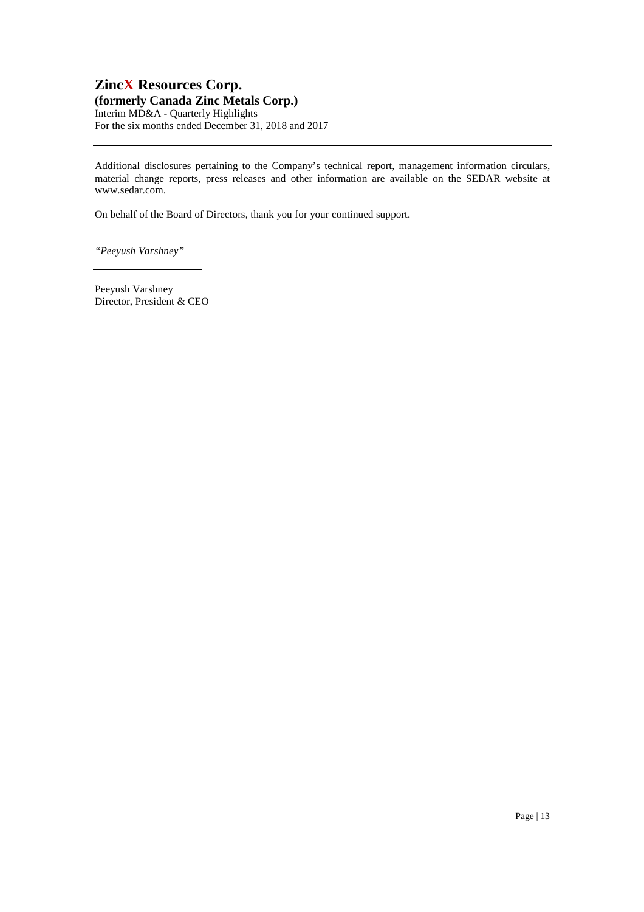Additional disclosures pertaining to the Company's technical report, management information circulars, material change reports, press releases and other information are available on the SEDAR website at www.sedar.com.

On behalf of the Board of Directors, thank you for your continued support.

*"Peeyush Varshney"*

Peeyush Varshney
Director, President & CEO